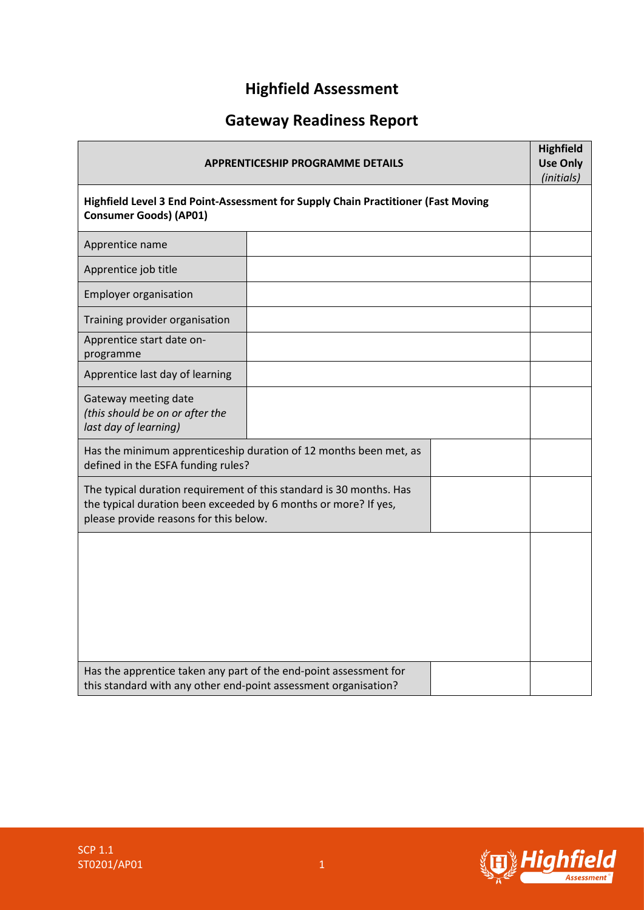# Highfield Assessment

## Gateway Readiness Report

| APPRENTICESHIP PROGRAMME DETAILS | | | Highfield Use Only *(initials)* |
|---|---|---|---|
| **Highfield Level 3 End Point-Assessment for Supply Chain Practitioner (Fast Moving Consumer Goods) (AP01)** | | | |
| Apprentice name | | | |
| Apprentice job title | | | |
| Employer organisation | | | |
| Training provider organisation | | | |
| Apprentice start date on-programme | | | |
| Apprentice last day of learning | | | |
| Gateway meeting date *(this should be on or after the last day of learning)* | | | |
| Has the minimum apprenticeship duration of 12 months been met, as defined in the ESFA funding rules? | | | |
| The typical duration requirement of this standard is 30 months. Has the typical duration been exceeded by 6 months or more? If yes, please provide reasons for this below. | | | |
| | | | |
| Has the apprentice taken any part of the end-point assessment for this standard with any other end-point assessment organisation? | | | |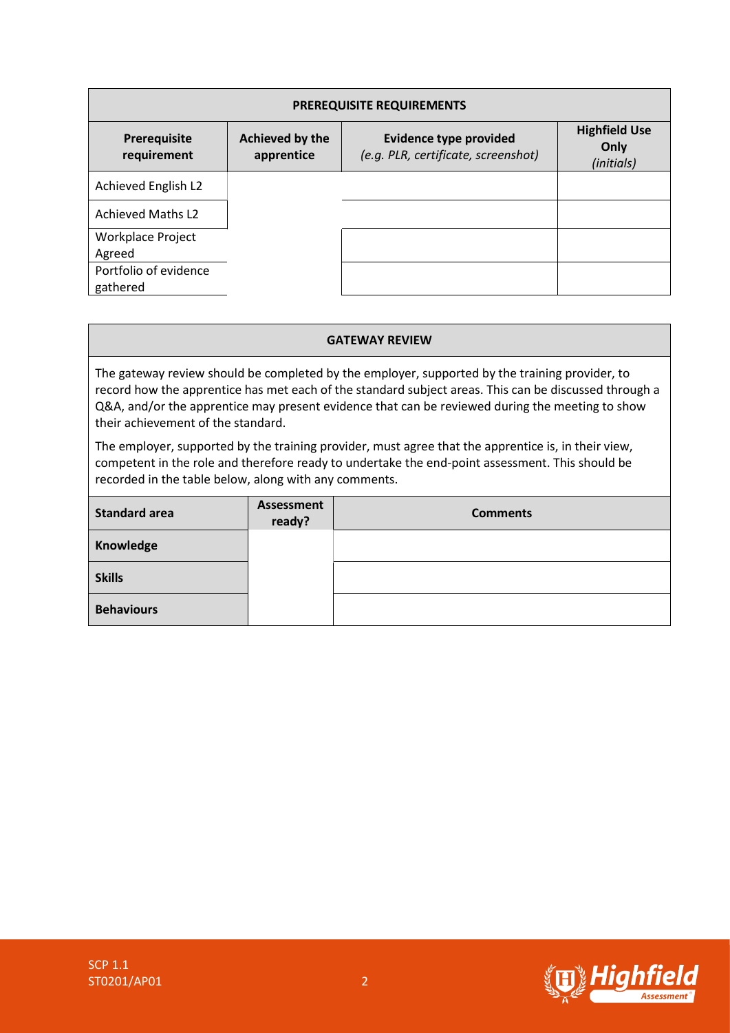| PREREQUISITE REQUIREMENTS | | | |
|---|---|---|---|
| **Prerequisite requirement** | **Achieved by the apprentice** | **Evidence type provided** *(e.g. PLR, certificate, screenshot)* | **Highfield Use Only** *(initials)* |
| Achieved English L2 | | | |
| Achieved Maths L2 | | | |
| Workplace Project Agreed | | | |
| Portfolio of evidence gathered | | | |

**GATEWAY REVIEW**

The gateway review should be completed by the employer, supported by the training provider, to record how the apprentice has met each of the standard subject areas. This can be discussed through a Q&A, and/or the apprentice may present evidence that can be reviewed during the meeting to show their achievement of the standard.

The employer, supported by the training provider, must agree that the apprentice is, in their view, competent in the role and therefore ready to undertake the end-point assessment. This should be recorded in the table below, along with any comments.

| Standard area | Assessment ready? | Comments |
|---|---|---|
| **Knowledge** | | |
| **Skills** | | |
| **Behaviours** | | |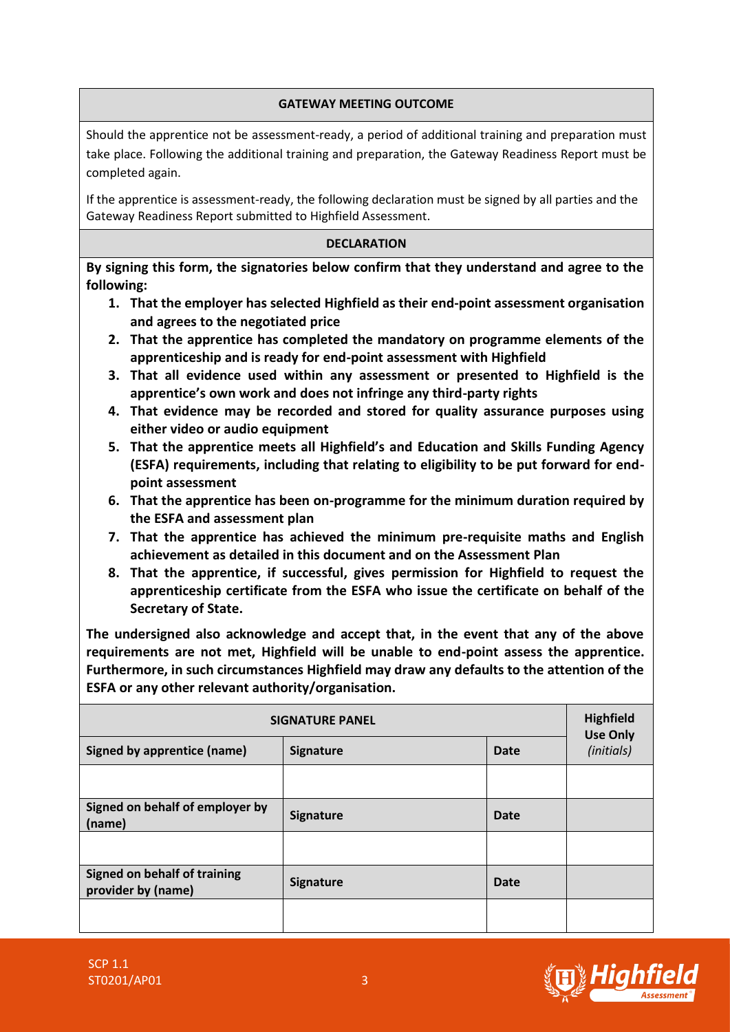| GATEWAY MEETING OUTCOME |
|---|
| Should the apprentice not be assessment-ready, a period of additional training and preparation must take place. Following the additional training and preparation, the Gateway Readiness Report must be completed again.<br><br>If the apprentice is assessment-ready, the following declaration must be signed by all parties and the Gateway Readiness Report submitted to Highfield Assessment. |

### DECLARATION

**By signing this form, the signatories below confirm that they understand and agree to the following:**

1. **That the employer has selected Highfield as their end-point assessment organisation and agrees to the negotiated price**
2. **That the apprentice has completed the mandatory on programme elements of the apprenticeship and is ready for end-point assessment with Highfield**
3. **That all evidence used within any assessment or presented to Highfield is the apprentice's own work and does not infringe any third-party rights**
4. **That evidence may be recorded and stored for quality assurance purposes using either video or audio equipment**
5. **That the apprentice meets all Highfield's and Education and Skills Funding Agency (ESFA) requirements, including that relating to eligibility to be put forward for end-point assessment**
6. **That the apprentice has been on-programme for the minimum duration required by the ESFA and assessment plan**
7. **That the apprentice has achieved the minimum pre-requisite maths and English achievement as detailed in this document and on the Assessment Plan**
8. **That the apprentice, if successful, gives permission for Highfield to request the apprenticeship certificate from the ESFA who issue the certificate on behalf of the Secretary of State.**

**The undersigned also acknowledge and accept that, in the event that any of the above requirements are not met, Highfield will be unable to end-point assess the apprentice. Furthermore, in such circumstances Highfield may draw any defaults to the attention of the ESFA or any other relevant authority/organisation.**

| SIGNATURE PANEL | | | Highfield Use Only *(initials)* |
|---|---|---|---|
| **Signed by apprentice (name)** | **Signature** | **Date** | |
| | | | |
| **Signed on behalf of employer by (name)** | **Signature** | **Date** | |
| | | | |
| **Signed on behalf of training provider by (name)** | **Signature** | **Date** | |
| | | | |

SCP 1.1
ST0201/AP01